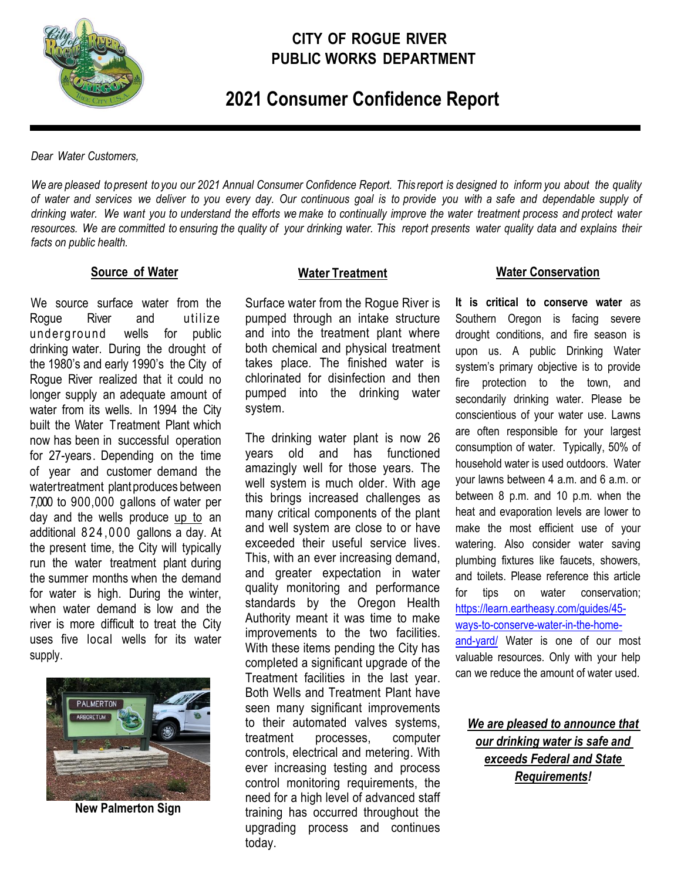# CITY OF ROGUE RIVER
# PUBLIC WORKS DEPARTMENT

## 2021 Consumer Confidence Report

*Dear Water Customers,*

*We are pleased to present to you our 2021 Annual Consumer Confidence Report. This report is designed to inform you about the quality of water and services we deliver to you every day. Our continuous goal is to provide you with a safe and dependable supply of drinking water. We want you to understand the efforts we make to continually improve the water treatment process and protect water resources. We are committed to ensuring the quality of your drinking water. This report presents water quality data and explains their facts on public health.*

### Source of Water

We source surface water from the Rogue River and utilize underground wells for public drinking water. During the drought of the 1980's and early 1990's the City of Rogue River realized that it could no longer supply an adequate amount of water from its wells. In 1994 the City built the Water Treatment Plant which now has been in successful operation for 27-years. Depending on the time of year and customer demand the water treatment plant produces between 7,000 to 900,000 gallons of water per day and the wells produce up to an additional 824,000 gallons a day. At the present time, the City will typically run the water treatment plant during the summer months when the demand for water is high. During the winter, when water demand is low and the river is more difficult to treat the City uses five local wells for its water supply.

**New Palmerton Sign**

### Water Treatment

Surface water from the Rogue River is pumped through an intake structure and into the treatment plant where both chemical and physical treatment takes place. The finished water is chlorinated for disinfection and then pumped into the drinking water system.

The drinking water plant is now 26 years old and has functioned amazingly well for those years. The well system is much older. With age this brings increased challenges as many critical components of the plant and well system are close to or have exceeded their useful service lives. This, with an ever increasing demand, and greater expectation in water quality monitoring and performance standards by the Oregon Health Authority meant it was time to make improvements to the two facilities. With these items pending the City has completed a significant upgrade of the Treatment facilities in the last year. Both Wells and Treatment Plant have seen many significant improvements to their automated valves systems, treatment processes, computer controls, electrical and metering. With ever increasing testing and process control monitoring requirements, the need for a high level of advanced staff training has occurred throughout the upgrading process and continues today.

### Water Conservation

**It is critical to conserve water** as Southern Oregon is facing severe drought conditions, and fire season is upon us. A public Drinking Water system's primary objective is to provide fire protection to the town, and secondarily drinking water. Please be conscientious of your water use. Lawns are often responsible for your largest consumption of water. Typically, 50% of household water is used outdoors. Water your lawns between 4 a.m. and 6 a.m. or between 8 p.m. and 10 p.m. when the heat and evaporation levels are lower to make the most efficient use of your watering. Also consider water saving plumbing fixtures like faucets, showers, and toilets. Please reference this article for tips on water conservation; https://learn.eartheasy.com/guides/45-ways-to-conserve-water-in-the-home-and-yard/ Water is one of our most valuable resources. Only with your help can we reduce the amount of water used.

***We are pleased to announce that our drinking water is safe and exceeds Federal and State Requirements!***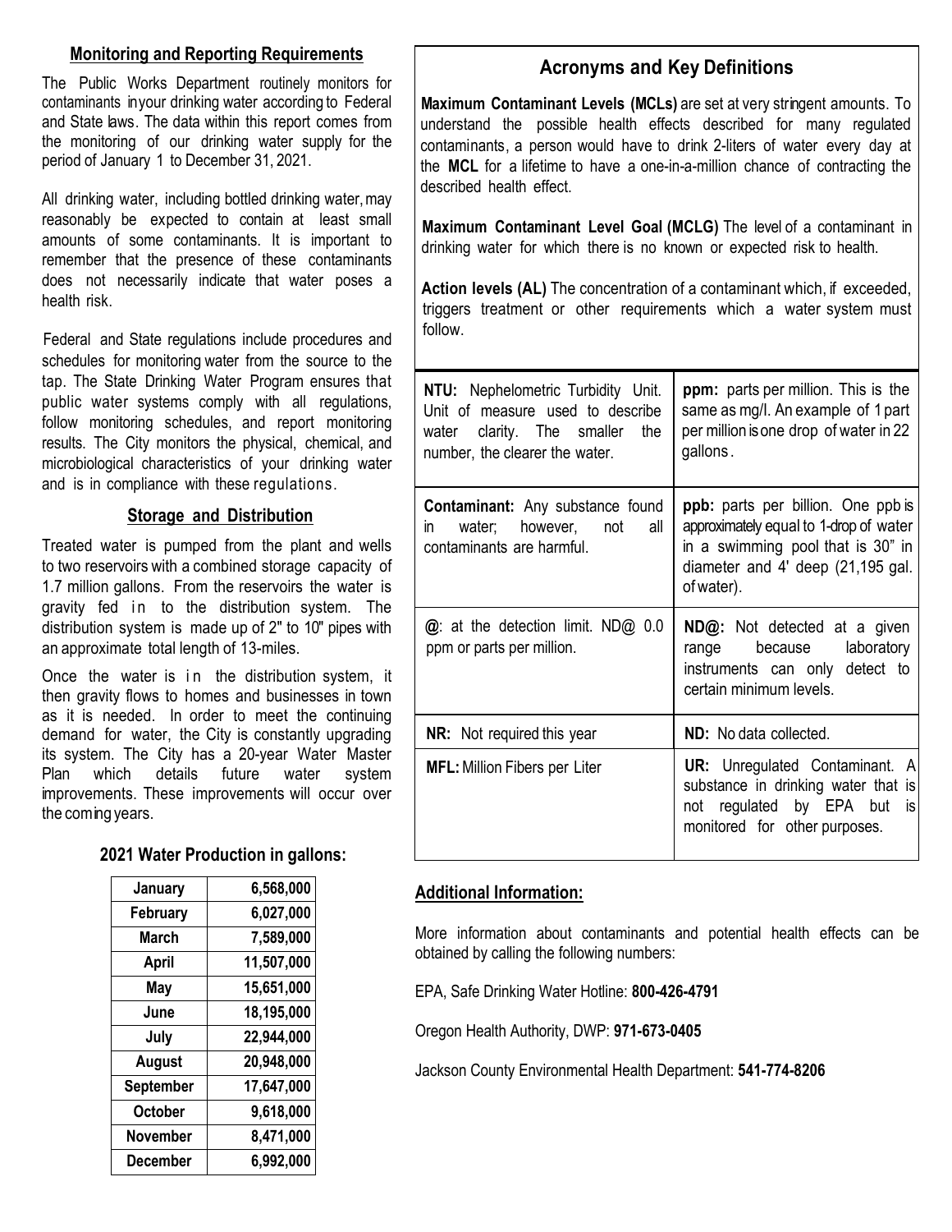## Monitoring and Reporting Requirements

The Public Works Department routinely monitors for contaminants inyour drinking water according to Federal and State laws. The data within this report comes from the monitoring of our drinking water supply for the period of January 1 to December 31, 2021.

All drinking water, including bottled drinking water, may reasonably be expected to contain at least small amounts of some contaminants. It is important to remember that the presence of these contaminants does not necessarily indicate that water poses a health risk.

Federal and State regulations include procedures and schedules for monitoring water from the source to the tap. The State Drinking Water Program ensures that public water systems comply with all regulations, follow monitoring schedules, and report monitoring results. The City monitors the physical, chemical, and microbiological characteristics of your drinking water and is in compliance with these regulations.

## Storage and Distribution

Treated water is pumped from the plant and wells to two reservoirs with a combined storage capacity of 1.7 million gallons. From the reservoirs the water is gravity fed in to the distribution system. The distribution system is made up of 2" to 10" pipes with an approximate total length of 13-miles.

Once the water is in the distribution system, it then gravity flows to homes and businesses in town as it is needed. In order to meet the continuing demand for water, the City is constantly upgrading its system. The City has a 20-year Water Master Plan which details future water system improvements. These improvements will occur over the coming years.

### 2021 Water Production in gallons:

| Month | Gallons |
|---|---|
| January | 6,568,000 |
| February | 6,027,000 |
| March | 7,589,000 |
| April | 11,507,000 |
| May | 15,651,000 |
| June | 18,195,000 |
| July | 22,944,000 |
| August | 20,948,000 |
| September | 17,647,000 |
| October | 9,618,000 |
| November | 8,471,000 |
| December | 6,992,000 |

## Acronyms and Key Definitions

**Maximum Contaminant Levels (MCLs)** are set at very stringent amounts. To understand the possible health effects described for many regulated contaminants, a person would have to drink 2-liters of water every day at the **MCL** for a lifetime to have a one-in-a-million chance of contracting the described health effect.

**Maximum Contaminant Level Goal (MCLG)** The level of a contaminant in drinking water for which there is no known or expected risk to health.

**Action levels (AL)** The concentration of a contaminant which, if exceeded, triggers treatment or other requirements which a water system must follow.

| | |
|---|---|
| **NTU:** Nephelometric Turbidity Unit. Unit of measure used to describe water clarity. The smaller the number, the clearer the water. | **ppm:** parts per million. This is the same as mg/l. An example of 1 part per million is one drop of water in 22 gallons. |
| **Contaminant:** Any substance found in water; however, not all contaminants are harmful. | **ppb:** parts per billion. One ppb is approximately equal to 1-drop of water in a swimming pool that is 30" in diameter and 4' deep (21,195 gal. of water). |
| **@**: at the detection limit. ND@ 0.0 ppm or parts per million. | **ND@:** Not detected at a given range because laboratory instruments can only detect to certain minimum levels. |
| **NR:** Not required this year | **ND:** No data collected. |
| **MFL:** Million Fibers per Liter | **UR:** Unregulated Contaminant. A substance in drinking water that is not regulated by EPA but is monitored for other purposes. |

## Additional Information:

More information about contaminants and potential health effects can be obtained by calling the following numbers:

EPA, Safe Drinking Water Hotline: **800-426-4791**

Oregon Health Authority, DWP: **971-673-0405**

Jackson County Environmental Health Department: **541-774-8206**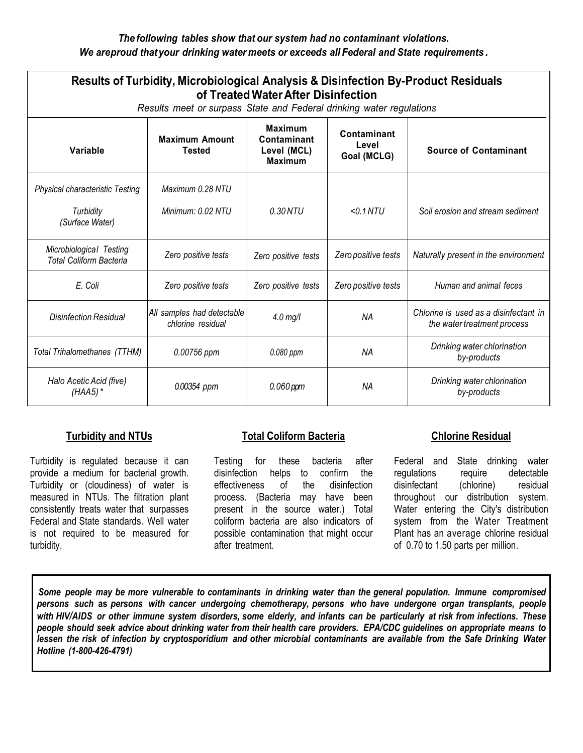*The following tables show that our system had no contaminant violations.*
*We are proud that your drinking water meets or exceeds all Federal and State requirements.*

## Results of Turbidity, Microbiological Analysis & Disinfection By-Product Residuals of Treated Water After Disinfection

*Results meet or surpass State and Federal drinking water regulations*

| Variable | Maximum Amount Tested | Maximum Contaminant Level (MCL) Maximum | Contaminant Level Goal (MCLG) | Source of Contaminant |
|---|---|---|---|---|
| *Physical characteristic Testing* <br> *Turbidity (Surface Water)* | *Maximum 0.28 NTU* <br> *Minimum: 0.02 NTU* | *0.30 NTU* | *<0.1 NTU* | *Soil erosion and stream sediment* |
| *Microbiological Testing Total Coliform Bacteria* | *Zero positive tests* | *Zero positive tests* | *Zero positive tests* | *Naturally present in the environment* |
| *E. Coli* | *Zero positive tests* | *Zero positive tests* | *Zero positive tests* | *Human and animal feces* |
| *Disinfection Residual* | *All samples had detectable chlorine residual* | *4.0 mg/l* | *NA* | *Chlorine is used as a disinfectant in the water treatment process* |
| *Total Trihalomethanes (TTHM)* | *0.00756 ppm* | *0.080 ppm* | *NA* | *Drinking water chlorination by-products* |
| *Halo Acetic Acid (five) (HAA5) ** | *0.00354 ppm* | *0.060 ppm* | *NA* | *Drinking water chlorination by-products* |

### Turbidity and NTUs

Turbidity is regulated because it can provide a medium for bacterial growth. Turbidity or (cloudiness) of water is measured in NTUs. The filtration plant consistently treats water that surpasses Federal and State standards. Well water is not required to be measured for turbidity.

### Total Coliform Bacteria

Testing for these bacteria after disinfection helps to confirm the effectiveness of the disinfection process. (Bacteria may have been present in the source water.) Total coliform bacteria are also indicators of possible contamination that might occur after treatment.

### Chlorine Residual

Federal and State drinking water regulations require detectable disinfectant (chlorine) residual throughout our distribution system. Water entering the City's distribution system from the Water Treatment Plant has an average chlorine residual of 0.70 to 1.50 parts per million.

***Some people may be more vulnerable to contaminants in drinking water than the general population. Immune compromised persons such as persons with cancer undergoing chemotherapy, persons who have undergone organ transplants, people with HIV/AIDS or other immune system disorders, some elderly, and infants can be particularly at risk from infections. These people should seek advice about drinking water from their health care providers. EPA/CDC guidelines on appropriate means to lessen the risk of infection by cryptosporidium and other microbial contaminants are available from the Safe Drinking Water Hotline (1-800-426-4791)***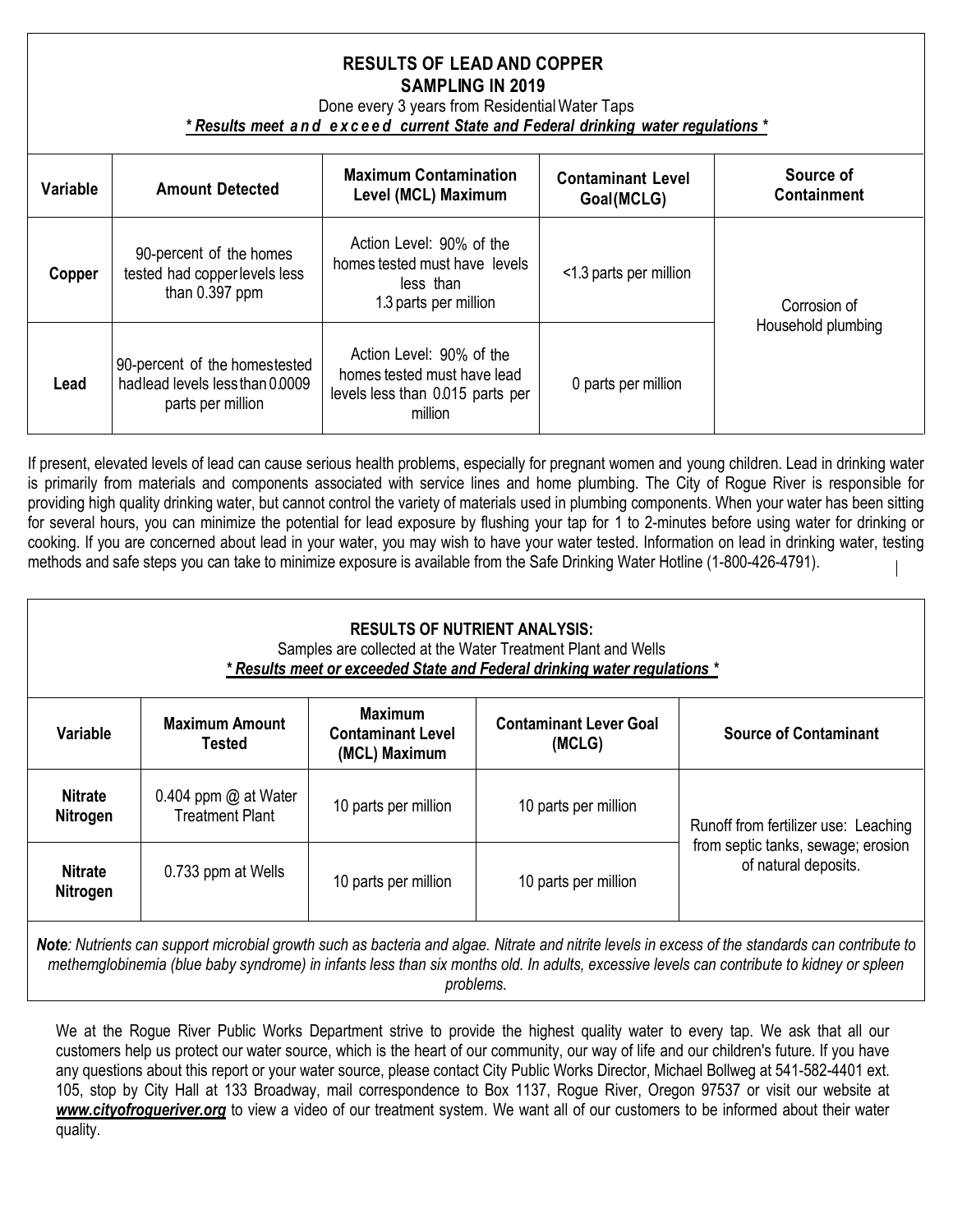## RESULTS OF LEAD AND COPPER SAMPLING IN 2019

Done every 3 years from Residential Water Taps

***\* Results meet and exceed current State and Federal drinking water regulations \****

| Variable | Amount Detected | Maximum Contamination Level (MCL) Maximum | Contaminant Level Goal(MCLG) | Source of Containment |
|---|---|---|---|---|
| **Copper** | 90-percent of the homes tested had copper levels less than 0.397 ppm | Action Level: 90% of the homes tested must have levels less than 1.3 parts per million | <1.3 parts per million | Corrosion of Household plumbing |
| **Lead** | 90-percent of the homes tested had lead levels less than 0.0009 parts per million | Action Level: 90% of the homes tested must have lead levels less than 0.015 parts per million | 0 parts per million | |

If present, elevated levels of lead can cause serious health problems, especially for pregnant women and young children. Lead in drinking water is primarily from materials and components associated with service lines and home plumbing. The City of Rogue River is responsible for providing high quality drinking water, but cannot control the variety of materials used in plumbing components. When your water has been sitting for several hours, you can minimize the potential for lead exposure by flushing your tap for 1 to 2-minutes before using water for drinking or cooking. If you are concerned about lead in your water, you may wish to have your water tested. Information on lead in drinking water, testing methods and safe steps you can take to minimize exposure is available from the Safe Drinking Water Hotline (1-800-426-4791).

## RESULTS OF NUTRIENT ANALYSIS:

Samples are collected at the Water Treatment Plant and Wells

***\* Results meet or exceeded State and Federal drinking water regulations \****

| Variable | Maximum Amount Tested | Maximum Contaminant Level (MCL) Maximum | Contaminant Lever Goal (MCLG) | Source of Contaminant |
|---|---|---|---|---|
| **Nitrate Nitrogen** | 0.404 ppm @ at Water Treatment Plant | 10 parts per million | 10 parts per million | Runoff from fertilizer use: Leaching from septic tanks, sewage; erosion of natural deposits. |
| **Nitrate Nitrogen** | 0.733 ppm at Wells | 10 parts per million | 10 parts per million | |

***Note**: Nutrients can support microbial growth such as bacteria and algae. Nitrate and nitrite levels in excess of the standards can contribute to methemglobinemia (blue baby syndrome) in infants less than six months old. In adults, excessive levels can contribute to kidney or spleen problems.*

We at the Rogue River Public Works Department strive to provide the highest quality water to every tap. We ask that all our customers help us protect our water source, which is the heart of our community, our way of life and our children's future. If you have any questions about this report or your water source, please contact City Public Works Director, Michael Bollweg at 541-582-4401 ext. 105, stop by City Hall at 133 Broadway, mail correspondence to Box 1137, Rogue River, Oregon 97537 or visit our website at ***www.cityofrogueriver.org*** to view a video of our treatment system. We want all of our customers to be informed about their water quality.